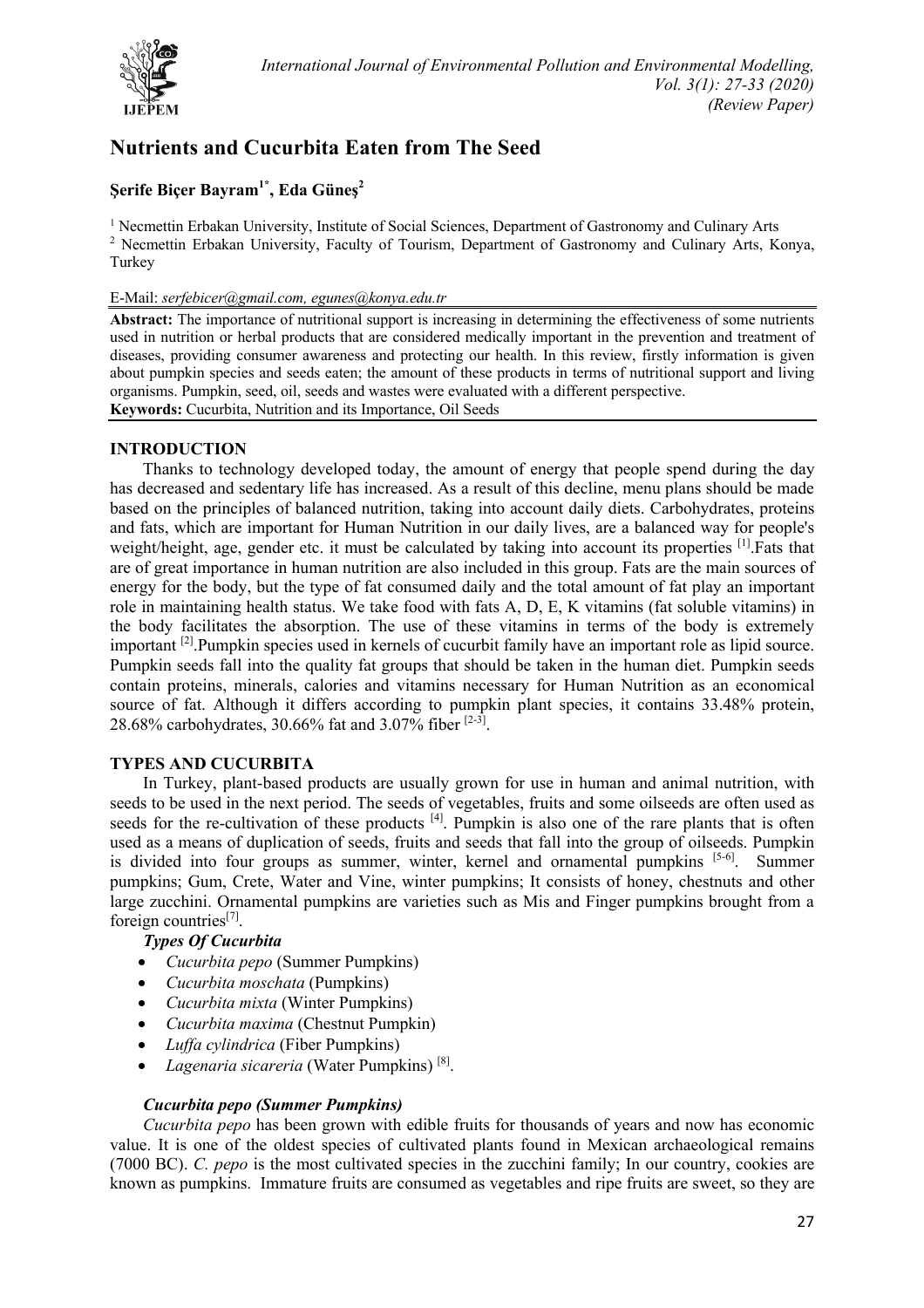# Nutrients and Cucurbita Eaten from The Seed

**Şerife Biçer Bayram[1*], Eda Güneş[2]**

[1] Necmettin Erbakan University, Institute of Social Sciences, Department of Gastronomy and Culinary Arts
[2] Necmettin Erbakan University, Faculty of Tourism, Department of Gastronomy and Culinary Arts, Konya, Turkey

E-Mail: *serfebicer@gmail.com, egunes@konya.edu.tr*

**Abstract:** The importance of nutritional support is increasing in determining the effectiveness of some nutrients used in nutrition or herbal products that are considered medically important in the prevention and treatment of diseases, providing consumer awareness and protecting our health. In this review, firstly information is given about pumpkin species and seeds eaten; the amount of these products in terms of nutritional support and living organisms. Pumpkin, seed, oil, seeds and wastes were evaluated with a different perspective.
**Keywords:** Cucurbita, Nutrition and its Importance, Oil Seeds

## INTRODUCTION

Thanks to technology developed today, the amount of energy that people spend during the day has decreased and sedentary life has increased. As a result of this decline, menu plans should be made based on the principles of balanced nutrition, taking into account daily diets. Carbohydrates, proteins and fats, which are important for Human Nutrition in our daily lives, are a balanced way for people's weight/height, age, gender etc. it must be calculated by taking into account its properties [1].Fats that are of great importance in human nutrition are also included in this group. Fats are the main sources of energy for the body, but the type of fat consumed daily and the total amount of fat play an important role in maintaining health status. We take food with fats A, D, E, K vitamins (fat soluble vitamins) in the body facilitates the absorption. The use of these vitamins in terms of the body is extremely important [2].Pumpkin species used in kernels of cucurbit family have an important role as lipid source. Pumpkin seeds fall into the quality fat groups that should be taken in the human diet. Pumpkin seeds contain proteins, minerals, calories and vitamins necessary for Human Nutrition as an economical source of fat. Although it differs according to pumpkin plant species, it contains 33.48% protein, 28.68% carbohydrates, 30.66% fat and 3.07% fiber [2-3].

## TYPES AND CUCURBITA

In Turkey, plant-based products are usually grown for use in human and animal nutrition, with seeds to be used in the next period. The seeds of vegetables, fruits and some oilseeds are often used as seeds for the re-cultivation of these products [4]. Pumpkin is also one of the rare plants that is often used as a means of duplication of seeds, fruits and seeds that fall into the group of oilseeds. Pumpkin is divided into four groups as summer, winter, kernel and ornamental pumpkins [5-6]. Summer pumpkins; Gum, Crete, Water and Vine, winter pumpkins; It consists of honey, chestnuts and other large zucchini. Ornamental pumpkins are varieties such as Mis and Finger pumpkins brought from a foreign countries[7].

### *Types Of Cucurbita*

- *Cucurbita pepo* (Summer Pumpkins)
- *Cucurbita moschata* (Pumpkins)
- *Cucurbita mixta* (Winter Pumpkins)
- *Cucurbita maxima* (Chestnut Pumpkin)
- *Luffa cylindrica* (Fiber Pumpkins)
- *Lagenaria sicareria* (Water Pumpkins) [8].

### *Cucurbita pepo (Summer Pumpkins)*

*Cucurbita pepo* has been grown with edible fruits for thousands of years and now has economic value. It is one of the oldest species of cultivated plants found in Mexican archaeological remains (7000 BC). *C. pepo* is the most cultivated species in the zucchini family; In our country, cookies are known as pumpkins. Immature fruits are consumed as vegetables and ripe fruits are sweet, so they are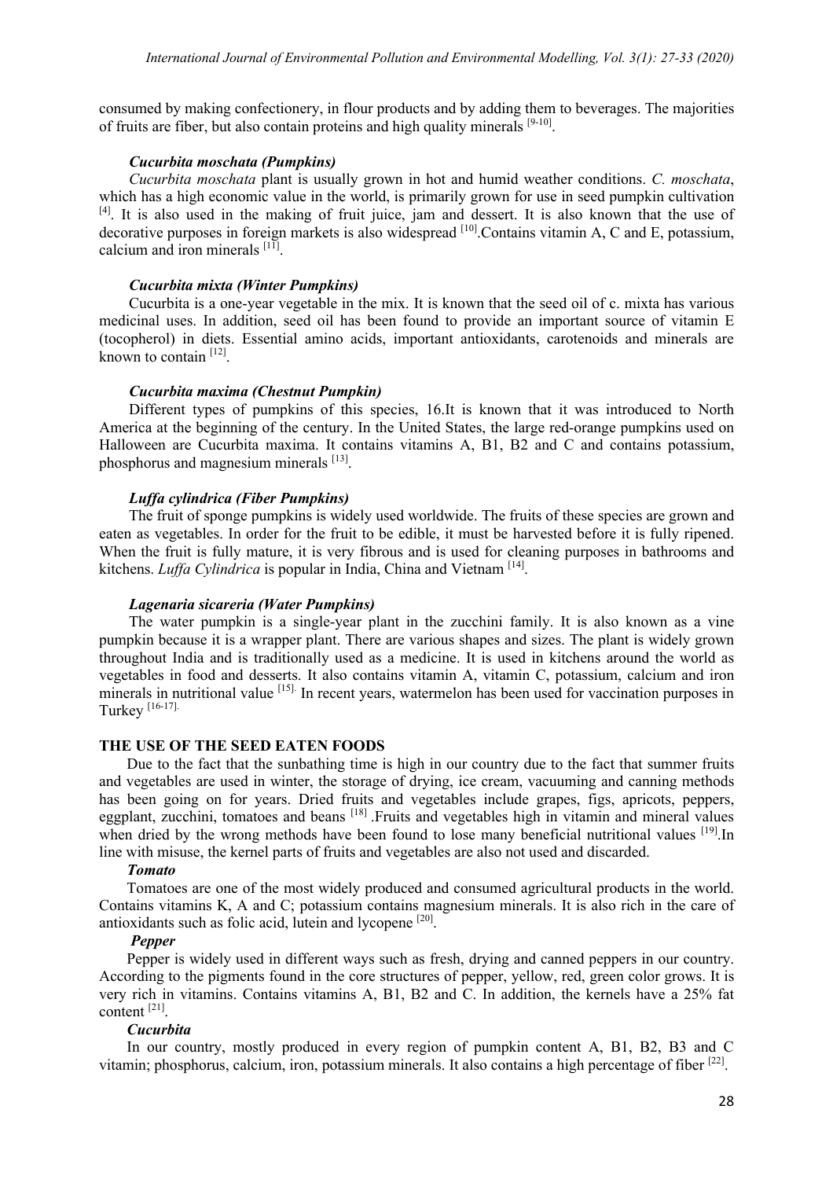consumed by making confectionery, in flour products and by adding them to beverages. The majorities of fruits are fiber, but also contain proteins and high quality minerals [9-10].

### *Cucurbita moschata (Pumpkins)*

*Cucurbita moschata* plant is usually grown in hot and humid weather conditions. *C. moschata*, which has a high economic value in the world, is primarily grown for use in seed pumpkin cultivation [4]. It is also used in the making of fruit juice, jam and dessert. It is also known that the use of decorative purposes in foreign markets is also widespread [10].Contains vitamin A, C and E, potassium, calcium and iron minerals [11].

### *Cucurbita mixta (Winter Pumpkins)*

Cucurbita is a one-year vegetable in the mix. It is known that the seed oil of c. mixta has various medicinal uses. In addition, seed oil has been found to provide an important source of vitamin E (tocopherol) in diets. Essential amino acids, important antioxidants, carotenoids and minerals are known to contain [12].

### *Cucurbita maxima (Chestnut Pumpkin)*

Different types of pumpkins of this species, 16.It is known that it was introduced to North America at the beginning of the century. In the United States, the large red-orange pumpkins used on Halloween are Cucurbita maxima. It contains vitamins A, B1, B2 and C and contains potassium, phosphorus and magnesium minerals [13].

### *Luffa cylindrica (Fiber Pumpkins)*

The fruit of sponge pumpkins is widely used worldwide. The fruits of these species are grown and eaten as vegetables. In order for the fruit to be edible, it must be harvested before it is fully ripened. When the fruit is fully mature, it is very fibrous and is used for cleaning purposes in bathrooms and kitchens. *Luffa Cylindrica* is popular in India, China and Vietnam [14].

### *Lagenaria sicareria (Water Pumpkins)*

The water pumpkin is a single-year plant in the zucchini family. It is also known as a vine pumpkin because it is a wrapper plant. There are various shapes and sizes. The plant is widely grown throughout India and is traditionally used as a medicine. It is used in kitchens around the world as vegetables in food and desserts. It also contains vitamin A, vitamin C, potassium, calcium and iron minerals in nutritional value [15]. In recent years, watermelon has been used for vaccination purposes in Turkey [16-17].

## THE USE OF THE SEED EATEN FOODS

Due to the fact that the sunbathing time is high in our country due to the fact that summer fruits and vegetables are used in winter, the storage of drying, ice cream, vacuuming and canning methods has been going on for years. Dried fruits and vegetables include grapes, figs, apricots, peppers, eggplant, zucchini, tomatoes and beans [18] .Fruits and vegetables high in vitamin and mineral values when dried by the wrong methods have been found to lose many beneficial nutritional values [19].In line with misuse, the kernel parts of fruits and vegetables are also not used and discarded.

### *Tomato*

Tomatoes are one of the most widely produced and consumed agricultural products in the world. Contains vitamins K, A and C; potassium contains magnesium minerals. It is also rich in the care of antioxidants such as folic acid, lutein and lycopene [20].

### *Pepper*

Pepper is widely used in different ways such as fresh, drying and canned peppers in our country. According to the pigments found in the core structures of pepper, yellow, red, green color grows. It is very rich in vitamins. Contains vitamins A, B1, B2 and C. In addition, the kernels have a 25% fat content [21].

### *Cucurbita*

In our country, mostly produced in every region of pumpkin content A, B1, B2, B3 and C vitamin; phosphorus, calcium, iron, potassium minerals. It also contains a high percentage of fiber [22].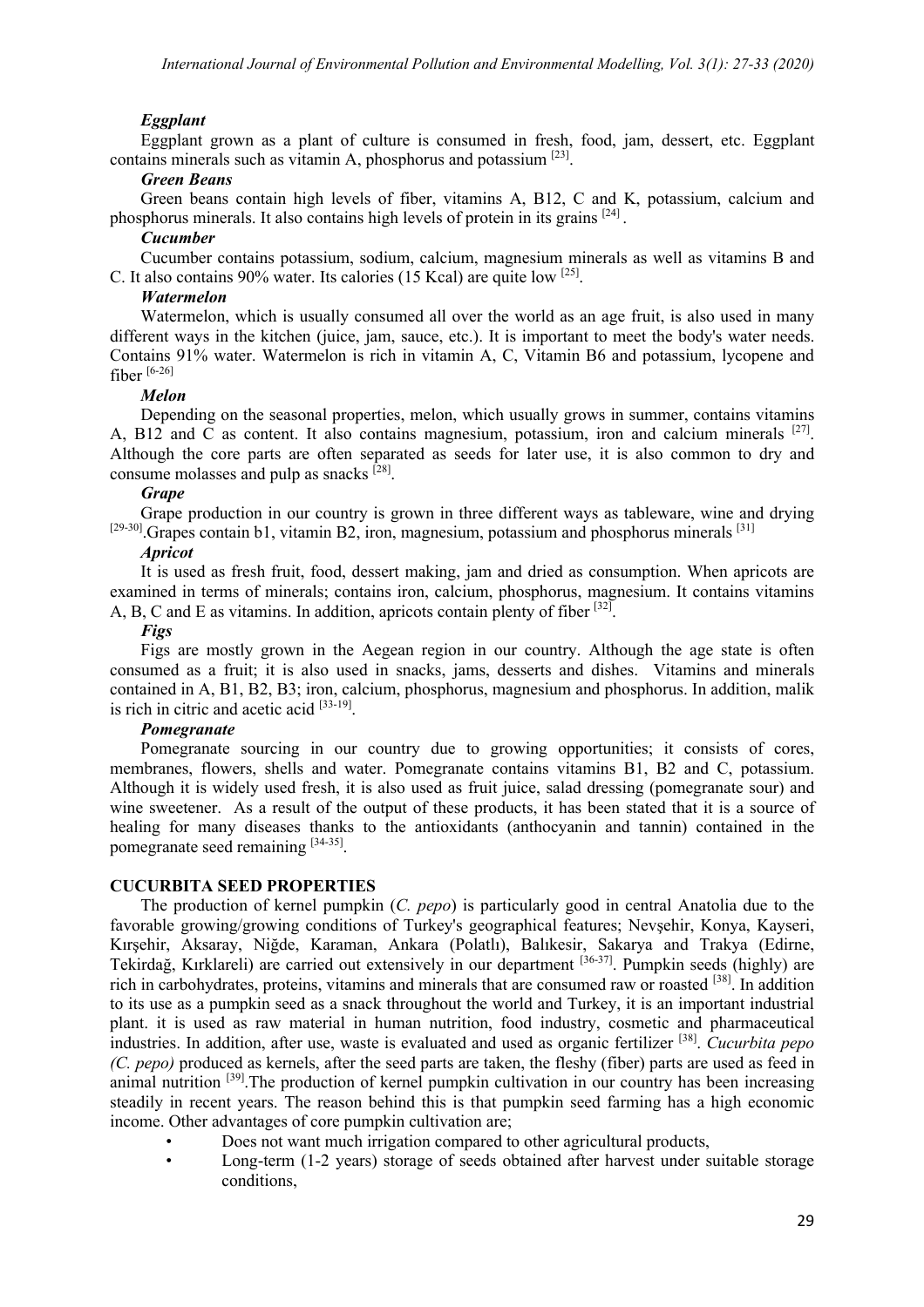***Eggplant***

Eggplant grown as a plant of culture is consumed in fresh, food, jam, dessert, etc. Eggplant contains minerals such as vitamin A, phosphorus and potassium [23].

***Green Beans***

Green beans contain high levels of fiber, vitamins A, B12, C and K, potassium, calcium and phosphorus minerals. It also contains high levels of protein in its grains [24] .

***Cucumber***

Cucumber contains potassium, sodium, calcium, magnesium minerals as well as vitamins B and C. It also contains 90% water. Its calories (15 Kcal) are quite low [25].

***Watermelon***

Watermelon, which is usually consumed all over the world as an age fruit, is also used in many different ways in the kitchen (juice, jam, sauce, etc.). It is important to meet the body's water needs. Contains 91% water. Watermelon is rich in vitamin A, C, Vitamin B6 and potassium, lycopene and fiber [6-26]

***Melon***

Depending on the seasonal properties, melon, which usually grows in summer, contains vitamins A, B12 and C as content. It also contains magnesium, potassium, iron and calcium minerals [27]. Although the core parts are often separated as seeds for later use, it is also common to dry and consume molasses and pulp as snacks [28].

***Grape***

Grape production in our country is grown in three different ways as tableware, wine and drying [29-30].Grapes contain b1, vitamin B2, iron, magnesium, potassium and phosphorus minerals [31]

***Apricot***

It is used as fresh fruit, food, dessert making, jam and dried as consumption. When apricots are examined in terms of minerals; contains iron, calcium, phosphorus, magnesium. It contains vitamins A, B, C and E as vitamins. In addition, apricots contain plenty of fiber [32].

***Figs***

Figs are mostly grown in the Aegean region in our country. Although the age state is often consumed as a fruit; it is also used in snacks, jams, desserts and dishes. Vitamins and minerals contained in A, B1, B2, B3; iron, calcium, phosphorus, magnesium and phosphorus. In addition, malik is rich in citric and acetic acid [33-19].

***Pomegranate***

Pomegranate sourcing in our country due to growing opportunities; it consists of cores, membranes, flowers, shells and water. Pomegranate contains vitamins B1, B2 and C, potassium. Although it is widely used fresh, it is also used as fruit juice, salad dressing (pomegranate sour) and wine sweetener. As a result of the output of these products, it has been stated that it is a source of healing for many diseases thanks to the antioxidants (anthocyanin and tannin) contained in the pomegranate seed remaining [34-35].

## CUCURBITA SEED PROPERTIES

The production of kernel pumpkin (*C. pepo*) is particularly good in central Anatolia due to the favorable growing/growing conditions of Turkey's geographical features; Nevşehir, Konya, Kayseri, Kırşehir, Aksaray, Niğde, Karaman, Ankara (Polatlı), Balıkesir, Sakarya and Trakya (Edirne, Tekirdağ, Kırklareli) are carried out extensively in our department [36-37]. Pumpkin seeds (highly) are rich in carbohydrates, proteins, vitamins and minerals that are consumed raw or roasted [38]. In addition to its use as a pumpkin seed as a snack throughout the world and Turkey, it is an important industrial plant. it is used as raw material in human nutrition, food industry, cosmetic and pharmaceutical industries. In addition, after use, waste is evaluated and used as organic fertilizer [38]. *Cucurbita pepo (C. pepo)* produced as kernels, after the seed parts are taken, the fleshy (fiber) parts are used as feed in animal nutrition [39].The production of kernel pumpkin cultivation in our country has been increasing steadily in recent years. The reason behind this is that pumpkin seed farming has a high economic income. Other advantages of core pumpkin cultivation are;

- Does not want much irrigation compared to other agricultural products,
- Long-term (1-2 years) storage of seeds obtained after harvest under suitable storage conditions,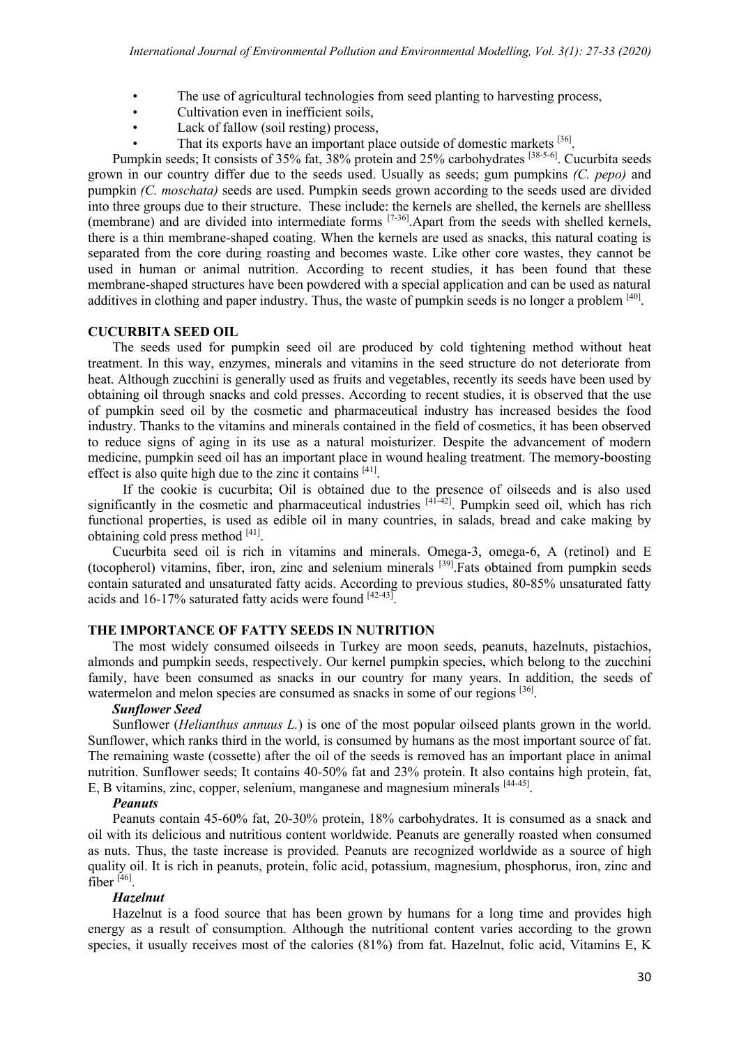- The use of agricultural technologies from seed planting to harvesting process,
- Cultivation even in inefficient soils,
- Lack of fallow (soil resting) process,
- That its exports have an important place outside of domestic markets [36].

Pumpkin seeds; It consists of 35% fat, 38% protein and 25% carbohydrates [38-5-6]. Cucurbita seeds grown in our country differ due to the seeds used. Usually as seeds; gum pumpkins *(C. pepo)* and pumpkin *(C. moschata)* seeds are used. Pumpkin seeds grown according to the seeds used are divided into three groups due to their structure. These include: the kernels are shelled, the kernels are shellless (membrane) and are divided into intermediate forms [7-36].Apart from the seeds with shelled kernels, there is a thin membrane-shaped coating. When the kernels are used as snacks, this natural coating is separated from the core during roasting and becomes waste. Like other core wastes, they cannot be used in human or animal nutrition. According to recent studies, it has been found that these membrane-shaped structures have been powdered with a special application and can be used as natural additives in clothing and paper industry. Thus, the waste of pumpkin seeds is no longer a problem [40].

## CUCURBITA SEED OIL

The seeds used for pumpkin seed oil are produced by cold tightening method without heat treatment. In this way, enzymes, minerals and vitamins in the seed structure do not deteriorate from heat. Although zucchini is generally used as fruits and vegetables, recently its seeds have been used by obtaining oil through snacks and cold presses. According to recent studies, it is observed that the use of pumpkin seed oil by the cosmetic and pharmaceutical industry has increased besides the food industry. Thanks to the vitamins and minerals contained in the field of cosmetics, it has been observed to reduce signs of aging in its use as a natural moisturizer. Despite the advancement of modern medicine, pumpkin seed oil has an important place in wound healing treatment. The memory-boosting effect is also quite high due to the zinc it contains [41].

If the cookie is cucurbita; Oil is obtained due to the presence of oilseeds and is also used significantly in the cosmetic and pharmaceutical industries [41-42]. Pumpkin seed oil, which has rich functional properties, is used as edible oil in many countries, in salads, bread and cake making by obtaining cold press method [41].

Cucurbita seed oil is rich in vitamins and minerals. Omega-3, omega-6, A (retinol) and E (tocopherol) vitamins, fiber, iron, zinc and selenium minerals [39].Fats obtained from pumpkin seeds contain saturated and unsaturated fatty acids. According to previous studies, 80-85% unsaturated fatty acids and 16-17% saturated fatty acids were found [42-43].

## THE IMPORTANCE OF FATTY SEEDS IN NUTRITION

The most widely consumed oilseeds in Turkey are moon seeds, peanuts, hazelnuts, pistachios, almonds and pumpkin seeds, respectively. Our kernel pumpkin species, which belong to the zucchini family, have been consumed as snacks in our country for many years. In addition, the seeds of watermelon and melon species are consumed as snacks in some of our regions [36].

### *Sunflower Seed*

Sunflower (*Helianthus annuus L.*) is one of the most popular oilseed plants grown in the world. Sunflower, which ranks third in the world, is consumed by humans as the most important source of fat. The remaining waste (cossette) after the oil of the seeds is removed has an important place in animal nutrition. Sunflower seeds; It contains 40-50% fat and 23% protein. It also contains high protein, fat, E, B vitamins, zinc, copper, selenium, manganese and magnesium minerals [44-45].

### *Peanuts*

Peanuts contain 45-60% fat, 20-30% protein, 18% carbohydrates. It is consumed as a snack and oil with its delicious and nutritious content worldwide. Peanuts are generally roasted when consumed as nuts. Thus, the taste increase is provided. Peanuts are recognized worldwide as a source of high quality oil. It is rich in peanuts, protein, folic acid, potassium, magnesium, phosphorus, iron, zinc and fiber [46].

### *Hazelnut*

Hazelnut is a food source that has been grown by humans for a long time and provides high energy as a result of consumption. Although the nutritional content varies according to the grown species, it usually receives most of the calories (81%) from fat. Hazelnut, folic acid, Vitamins E, K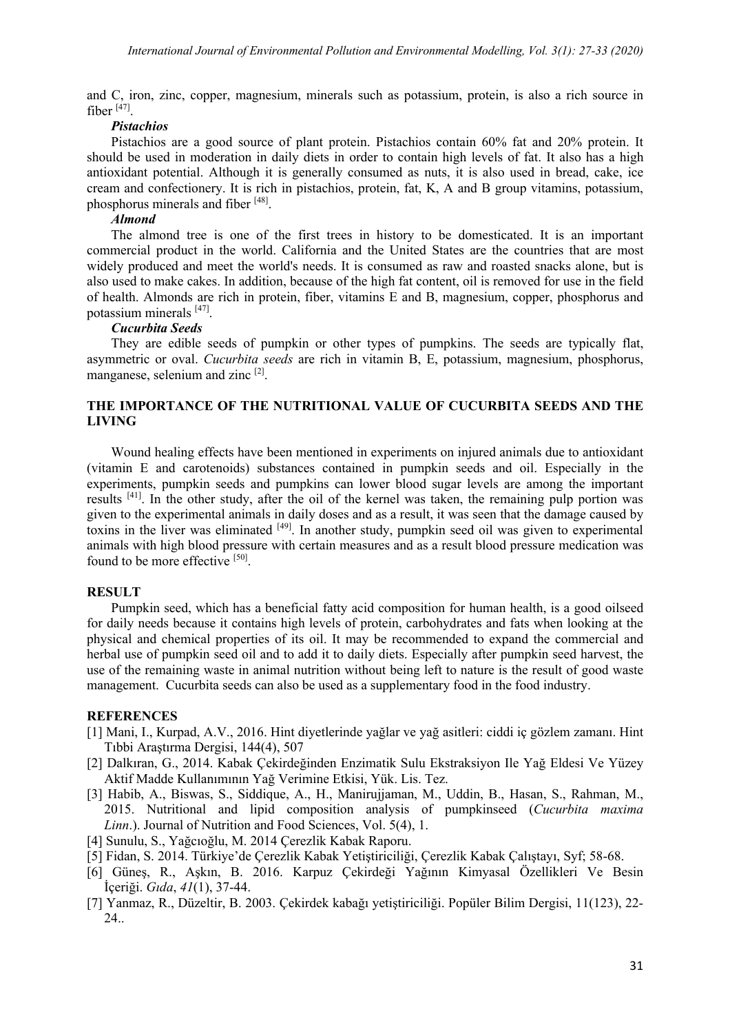and C, iron, zinc, copper, magnesium, minerals such as potassium, protein, is also a rich source in fiber [47].

***Pistachios***

Pistachios are a good source of plant protein. Pistachios contain 60% fat and 20% protein. It should be used in moderation in daily diets in order to contain high levels of fat. It also has a high antioxidant potential. Although it is generally consumed as nuts, it is also used in bread, cake, ice cream and confectionery. It is rich in pistachios, protein, fat, K, A and B group vitamins, potassium, phosphorus minerals and fiber [48].

***Almond***

The almond tree is one of the first trees in history to be domesticated. It is an important commercial product in the world. California and the United States are the countries that are most widely produced and meet the world's needs. It is consumed as raw and roasted snacks alone, but is also used to make cakes. In addition, because of the high fat content, oil is removed for use in the field of health. Almonds are rich in protein, fiber, vitamins E and B, magnesium, copper, phosphorus and potassium minerals [47].

***Cucurbita Seeds***

They are edible seeds of pumpkin or other types of pumpkins. The seeds are typically flat, asymmetric or oval. *Cucurbita seeds* are rich in vitamin B, E, potassium, magnesium, phosphorus, manganese, selenium and zinc [2].

## THE IMPORTANCE OF THE NUTRITIONAL VALUE OF CUCURBITA SEEDS AND THE LIVING

Wound healing effects have been mentioned in experiments on injured animals due to antioxidant (vitamin E and carotenoids) substances contained in pumpkin seeds and oil. Especially in the experiments, pumpkin seeds and pumpkins can lower blood sugar levels are among the important results [41]. In the other study, after the oil of the kernel was taken, the remaining pulp portion was given to the experimental animals in daily doses and as a result, it was seen that the damage caused by toxins in the liver was eliminated [49]. In another study, pumpkin seed oil was given to experimental animals with high blood pressure with certain measures and as a result blood pressure medication was found to be more effective [50].

## RESULT

Pumpkin seed, which has a beneficial fatty acid composition for human health, is a good oilseed for daily needs because it contains high levels of protein, carbohydrates and fats when looking at the physical and chemical properties of its oil. It may be recommended to expand the commercial and herbal use of pumpkin seed oil and to add it to daily diets. Especially after pumpkin seed harvest, the use of the remaining waste in animal nutrition without being left to nature is the result of good waste management. Cucurbita seeds can also be used as a supplementary food in the food industry.

## REFERENCES

[1] Mani, I., Kurpad, A.V., 2016. Hint diyetlerinde yağlar ve yağ asitleri: ciddi iç gözlem zamanı. Hint Tıbbi Araştırma Dergisi, 144(4), 507

[2] Dalkıran, G., 2014. Kabak Çekirdeğinden Enzimatik Sulu Ekstraksiyon Ile Yağ Eldesi Ve Yüzey Aktif Madde Kullanımının Yağ Verimine Etkisi, Yük. Lis. Tez.

[3] Habib, A., Biswas, S., Siddique, A., H., Manirujjaman, M., Uddin, B., Hasan, S., Rahman, M., 2015. Nutritional and lipid composition analysis of pumpkinseed (*Cucurbita maxima Linn*.). Journal of Nutrition and Food Sciences, Vol. 5(4), 1.

[4] Sunulu, S., Yağcıoğlu, M. 2014 Çerezlik Kabak Raporu.

[5] Fidan, S. 2014. Türkiye'de Çerezlik Kabak Yetiştiriciliği, Çerezlik Kabak Çalıştayı, Syf; 58-68.

[6] Güneş, R., Aşkın, B. 2016. Karpuz Çekirdeği Yağının Kimyasal Özellikleri Ve Besin İçeriği. *Gıda*, *41*(1), 37-44.

[7] Yanmaz, R., Düzeltir, B. 2003. Çekirdek kabağı yetiştiriciliği. Popüler Bilim Dergisi, 11(123), 22-24..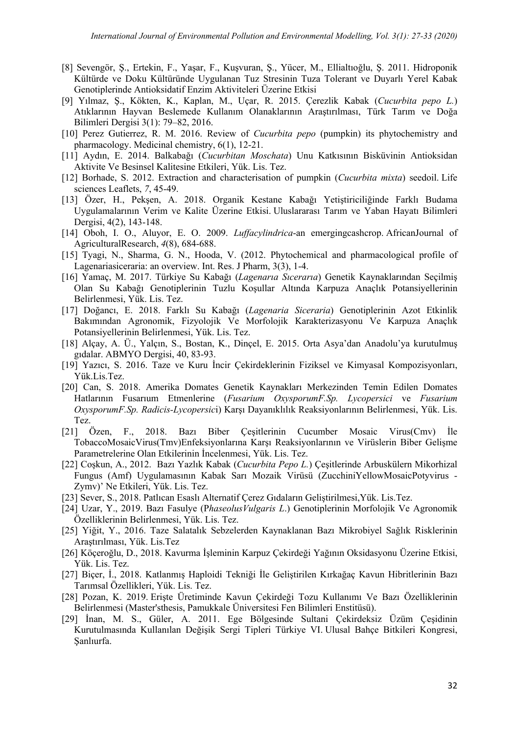[8] Sevengör, Ş., Ertekin, F., Yaşar, F., Kuşvuran, Ş., Yücer, M., Ellialtıoğlu, Ş. 2011. Hidroponik Kültürde ve Doku Kültüründe Uygulanan Tuz Stresinin Tuza Tolerant ve Duyarlı Yerel Kabak Genotiplerinde Antioksidatif Enzim Aktiviteleri Üzerine Etkisi

[9] Yılmaz, Ş., Kökten, K., Kaplan, M., Uçar, R. 2015. Çerezlik Kabak (*Cucurbita pepo L.*) Atıklarının Hayvan Beslemede Kullanım Olanaklarının Araştırılması, Türk Tarım ve Doğa Bilimleri Dergisi 3(1): 79–82, 2016.

[10] Perez Gutierrez, R. M. 2016. Review of *Cucurbita pepo* (pumpkin) its phytochemistry and pharmacology. Medicinal chemistry, 6(1), 12-21.

[11] Aydın, E. 2014. Balkabağı (*Cucurbitan Moschata*) Unu Katkısının Bisküvinin Antioksidan Aktivite Ve Besinsel Kalitesine Etkileri, Yük. Lis. Tez.

[12] Borhade, S. 2012. Extraction and characterisation of pumpkin (*Cucurbita mixta*) seedoil. Life sciences Leaflets, *7*, 45-49.

[13] Özer, H., Pekşen, A. 2018. Organik Kestane Kabağı Yetiştiriciliğinde Farklı Budama Uygulamalarının Verim ve Kalite Üzerine Etkisi. Uluslararası Tarım ve Yaban Hayatı Bilimleri Dergisi, 4(2), 143-148.

[14] Oboh, I. O., Aluyor, E. O. 2009. *Luffacylindrica*-an emergingcashcrop. AfricanJournal of AgriculturalResearch, *4*(8), 684-688.

[15] Tyagi, N., Sharma, G. N., Hooda, V. (2012. Phytochemical and pharmacological profile of Lagenariasiceraria: an overview. Int. Res. J Pharm, 3(3), 1-4.

[16] Yamaç, M. 2017. Türkiye Su Kabağı (*Lagenarıa Sıcerarıa*) Genetik Kaynaklarından Seçilmiş Olan Su Kabağı Genotiplerinin Tuzlu Koşullar Altında Karpuza Anaçlık Potansiyellerinin Belirlenmesi, Yük. Lis. Tez.

[17] Doğancı, E. 2018. Farklı Su Kabağı (*Lagenaria Siceraria*) Genotiplerinin Azot Etkinlik Bakımından Agronomik, Fizyolojik Ve Morfolojik Karakterizasyonu Ve Karpuza Anaçlık Potansiyellerinin Belirlenmesi, Yük. Lis. Tez.

[18] Alçay, A. Ü., Yalçın, S., Bostan, K., Dinçel, E. 2015. Orta Asya'dan Anadolu'ya kurutulmuş gıdalar. ABMYO Dergisi, 40, 83-93.

[19] Yazıcı, S. 2016. Taze ve Kuru İncir Çekirdeklerinin Fiziksel ve Kimyasal Kompozisyonları, Yük.Lis.Tez.

[20] Can, S. 2018. Amerika Domates Genetik Kaynakları Merkezinden Temin Edilen Domates Hatlarının Fusarıum Etmenlerine (*Fusarium OxysporumF.Sp. Lycopersici* ve *Fusarium OxysporumF.Sp. Radicis-Lycopersic*i) Karşı Dayanıklılık Reaksiyonlarının Belirlenmesi, Yük. Lis. Tez.

[21] Özen, F., 2018. Bazı Biber Çeşitlerinin Cucumber Mosaic Virus(Cmv) İle TobaccoMosaicVirus(Tmv)Enfeksiyonlarına Karşı Reaksiyonlarının ve Virüslerin Biber Gelişme Parametrelerine Olan Etkilerinin İncelenmesi, Yük. Lis. Tez.

[22] Coşkun, A., 2012. Bazı Yazlık Kabak (*Cucurbita Pepo L.*) Çeşitlerinde Arbuskülern Mikorhizal Fungus (Amf) Uygulamasının Kabak Sarı Mozaik Virüsü (ZucchiniYellowMosaicPotyvirus - Zymv)' Ne Etkileri, Yük. Lis. Tez.

[23] Sever, S., 2018. Patlıcan Esaslı Alternatif Çerez Gıdaların Geliştirilmesi,Yük. Lis.Tez.

[24] Uzar, Y., 2019. Bazı Fasulye (P*haseolusVulgaris L*.) Genotiplerinin Morfolojik Ve Agronomik Özelliklerinin Belirlenmesi, Yük. Lis. Tez.

[25] Yiğit, Y., 2016. Taze Salatalık Sebzelerden Kaynaklanan Bazı Mikrobiyel Sağlık Risklerinin Araştırılması, Yük. Lis.Tez

[26] Köçeroğlu, D., 2018. Kavurma İşleminin Karpuz Çekirdeği Yağının Oksidasyonu Üzerine Etkisi, Yük. Lis. Tez.

[27] Biçer, İ., 2018. Katlanmış Haploidi Tekniği İle Geliştirilen Kırkağaç Kavun Hibritlerinin Bazı Tarımsal Özellikleri, Yük. Lis. Tez.

[28] Pozan, K. 2019. Erişte Üretiminde Kavun Çekirdeği Tozu Kullanımı Ve Bazı Özelliklerinin Belirlenmesi (Master'sthesis, Pamukkale Üniversitesi Fen Bilimleri Enstitüsü).

[29] İnan, M. S., Güler, A. 2011. Ege Bölgesinde Sultani Çekirdeksiz Üzüm Çeşidinin Kurutulmasında Kullanılan Değişik Sergi Tipleri Türkiye VI. Ulusal Bahçe Bitkileri Kongresi, Şanlıurfa.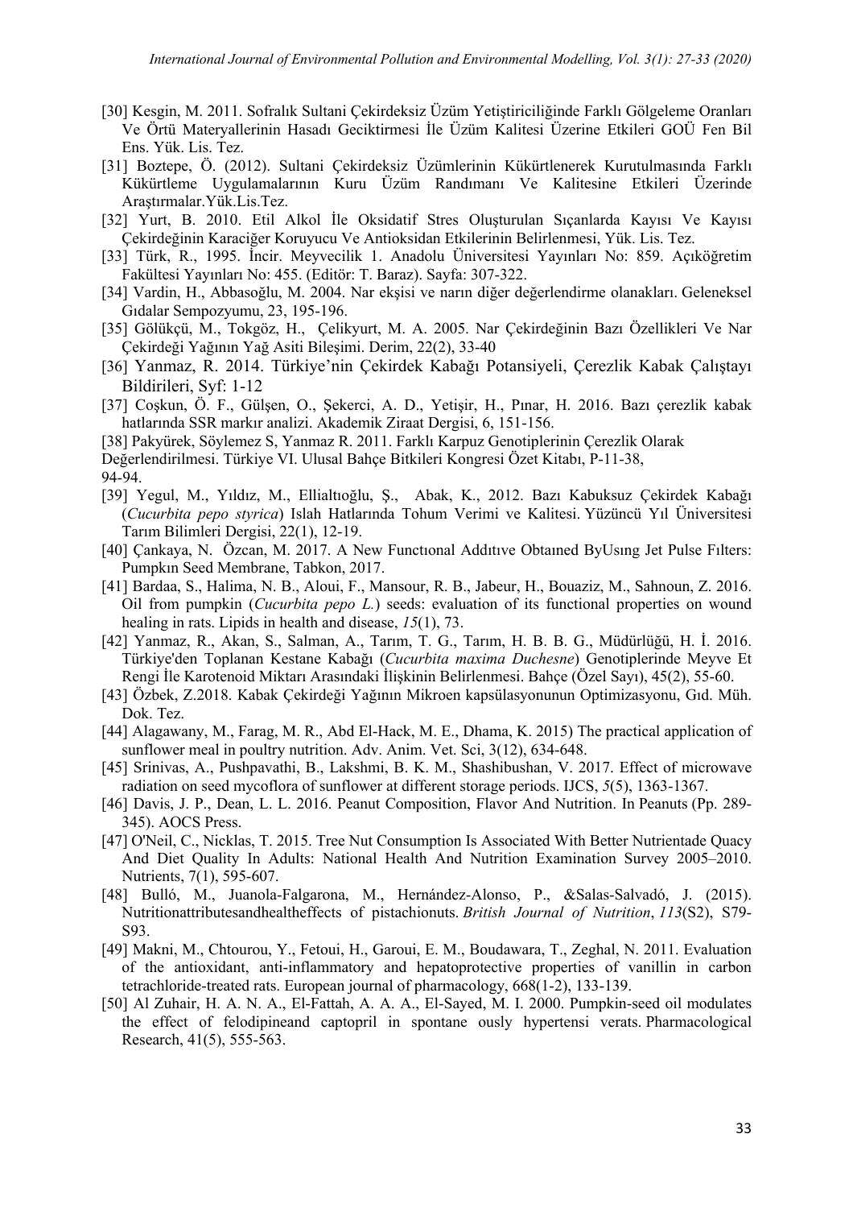[30] Kesgin, M. 2011. Sofralık Sultani Çekirdeksiz Üzüm Yetiştiriciliğinde Farklı Gölgeleme Oranları Ve Örtü Materyallerinin Hasadı Geciktirmesi İle Üzüm Kalitesi Üzerine Etkileri GOÜ Fen Bil Ens. Yük. Lis. Tez.

[31] Boztepe, Ö. (2012). Sultani Çekirdeksiz Üzümlerinin Kükürtlenerek Kurutulmasında Farklı Kükürtleme Uygulamalarının Kuru Üzüm Randımanı Ve Kalitesine Etkileri Üzerinde Araştırmalar.Yük.Lis.Tez.

[32] Yurt, B. 2010. Etil Alkol İle Oksidatif Stres Oluşturulan Sıçanlarda Kayısı Ve Kayısı Çekirdeğinin Karaciğer Koruyucu Ve Antioksidan Etkilerinin Belirlenmesi, Yük. Lis. Tez.

[33] Türk, R., 1995. İncir. Meyvecilik 1. Anadolu Üniversitesi Yayınları No: 859. Açıköğretim Fakültesi Yayınları No: 455. (Editör: T. Baraz). Sayfa: 307-322.

[34] Vardin, H., Abbasoğlu, M. 2004. Nar ekşisi ve narın diğer değerlendirme olanakları. Geleneksel Gıdalar Sempozyumu, 23, 195-196.

[35] Gölükçü, M., Tokgöz, H., Çelikyurt, M. A. 2005. Nar Çekirdeğinin Bazı Özellikleri Ve Nar Çekirdeği Yağının Yağ Asiti Bileşimi. Derim, 22(2), 33-40

[36] Yanmaz, R. 2014. Türkiye'nin Çekirdek Kabağı Potansiyeli, Çerezlik Kabak Çalıştayı Bildirileri, Syf: 1-12

[37] Coşkun, Ö. F., Gülşen, O., Şekerci, A. D., Yetişir, H., Pınar, H. 2016. Bazı çerezlik kabak hatlarında SSR markır analizi. Akademik Ziraat Dergisi, 6, 151-156.

[38] Pakyürek, Söylemez S, Yanmaz R. 2011. Farklı Karpuz Genotiplerinin Çerezlik Olarak Değerlendirilmesi. Türkiye VI. Ulusal Bahçe Bitkileri Kongresi Özet Kitabı, P-11-38, 94-94.

[39] Yegul, M., Yıldız, M., Ellialtıoğlu, Ş., Abak, K., 2012. Bazı Kabuksuz Çekirdek Kabağı (*Cucurbita pepo styrica*) Islah Hatlarında Tohum Verimi ve Kalitesi. Yüzüncü Yıl Üniversitesi Tarım Bilimleri Dergisi, 22(1), 12-19.

[40] Çankaya, N. Özcan, M. 2017. A New Functıonal Addıtıve Obtaıned ByUsıng Jet Pulse Fılters: Pumpkın Seed Membrane, Tabkon, 2017.

[41] Bardaa, S., Halima, N. B., Aloui, F., Mansour, R. B., Jabeur, H., Bouaziz, M., Sahnoun, Z. 2016. Oil from pumpkin (*Cucurbita pepo L.*) seeds: evaluation of its functional properties on wound healing in rats. Lipids in health and disease, *15*(1), 73.

[42] Yanmaz, R., Akan, S., Salman, A., Tarım, T. G., Tarım, H. B. B. G., Müdürlüğü, H. İ. 2016. Türkiye'den Toplanan Kestane Kabağı (*Cucurbita maxima Duchesne*) Genotiplerinde Meyve Et Rengi İle Karotenoid Miktarı Arasındaki İlişkinin Belirlenmesi. Bahçe (Özel Sayı), 45(2), 55-60.

[43] Özbek, Z.2018. Kabak Çekirdeği Yağının Mikroen kapsülasyonunun Optimizasyonu, Gıd. Müh. Dok. Tez.

[44] Alagawany, M., Farag, M. R., Abd El-Hack, M. E., Dhama, K. 2015) The practical application of sunflower meal in poultry nutrition. Adv. Anim. Vet. Sci, 3(12), 634-648.

[45] Srinivas, A., Pushpavathi, B., Lakshmi, B. K. M., Shashibushan, V. 2017. Effect of microwave radiation on seed mycoflora of sunflower at different storage periods. IJCS, *5*(5), 1363-1367.

[46] Davis, J. P., Dean, L. L. 2016. Peanut Composition, Flavor And Nutrition. In Peanuts (Pp. 289-345). AOCS Press.

[47] O'Neil, C., Nicklas, T. 2015. Tree Nut Consumption Is Associated With Better Nutrientade Quacy And Diet Quality In Adults: National Health And Nutrition Examination Survey 2005–2010. Nutrients, 7(1), 595-607.

[48] Bulló, M., Juanola-Falgarona, M., Hernández-Alonso, P., &Salas-Salvadó, J. (2015). Nutritionattributesandhealtheffects of pistachionuts. *British Journal of Nutrition*, *113*(S2), S79-S93.

[49] Makni, M., Chtourou, Y., Fetoui, H., Garoui, E. M., Boudawara, T., Zeghal, N. 2011. Evaluation of the antioxidant, anti-inflammatory and hepatoprotective properties of vanillin in carbon tetrachloride-treated rats. European journal of pharmacology, 668(1-2), 133-139.

[50] Al Zuhair, H. A. N. A., El-Fattah, A. A. A., El-Sayed, M. I. 2000. Pumpkin-seed oil modulates the effect of felodipineand captopril in spontane ously hypertensi verats. Pharmacological Research, 41(5), 555-563.